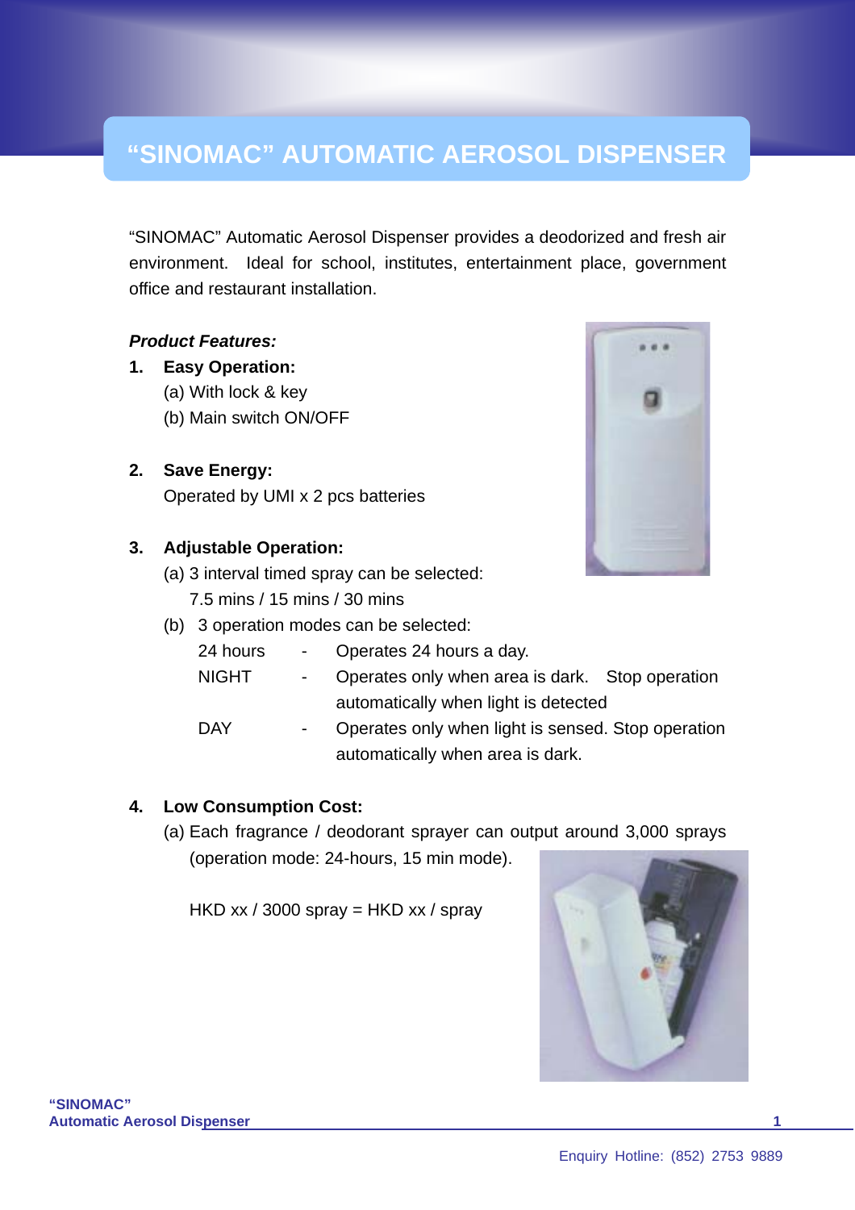# "SINOMAC" AUTOMATIC AEROSOL DISPENSER

"SINOMAC" Automatic Aerosol Dispenser provides a deodorized and fresh air environment. Ideal for school, institutes, entertainment place, government office and restaurant installation.

***Product Features:***

1. **Easy Operation:**
   (a) With lock & key
   (b) Main switch ON/OFF

2. **Save Energy:**
   Operated by UMI x 2 pcs batteries

3. **Adjustable Operation:**
   (a) 3 interval timed spray can be selected:
   7.5 mins / 15 mins / 30 mins
   (b) 3 operation modes can be selected:

   | | | |
   |---|---|---|
   | 24 hours | - | Operates 24 hours a day. |
   | NIGHT | - | Operates only when area is dark. Stop operation automatically when light is detected |
   | DAY | - | Operates only when light is sensed. Stop operation automatically when area is dark. |

4. **Low Consumption Cost:**
   (a) Each fragrance / deodorant sprayer can output around 3,000 sprays (operation mode: 24-hours, 15 min mode).

   HKD xx / 3000 spray = HKD xx / spray

Enquiry Hotline: (852) 2753 9889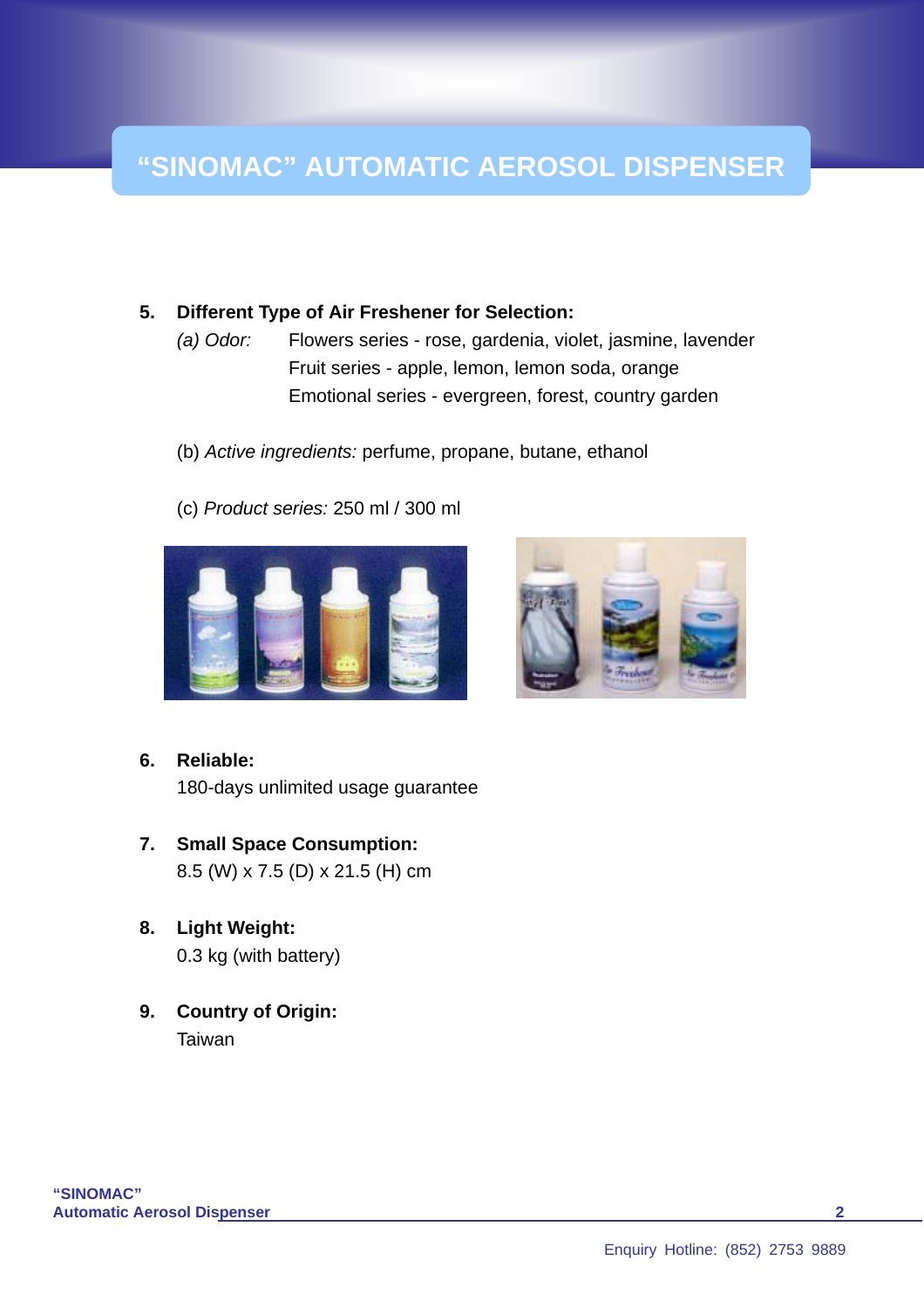# "SINOMAC" AUTOMATIC AEROSOL DISPENSER

5. **Different Type of Air Freshener for Selection:**

   *(a) Odor:* Flowers series - rose, gardenia, violet, jasmine, lavender
   Fruit series - apple, lemon, lemon soda, orange
   Emotional series - evergreen, forest, country garden

   (b) *Active ingredients:* perfume, propane, butane, ethanol

   (c) *Product series:* 250 ml / 300 ml

6. **Reliable:**
   180-days unlimited usage guarantee

7. **Small Space Consumption:**
   8.5 (W) x 7.5 (D) x 21.5 (H) cm

8. **Light Weight:**
   0.3 kg (with battery)

9. **Country of Origin:**
   Taiwan

Enquiry Hotline: (852) 2753 9889